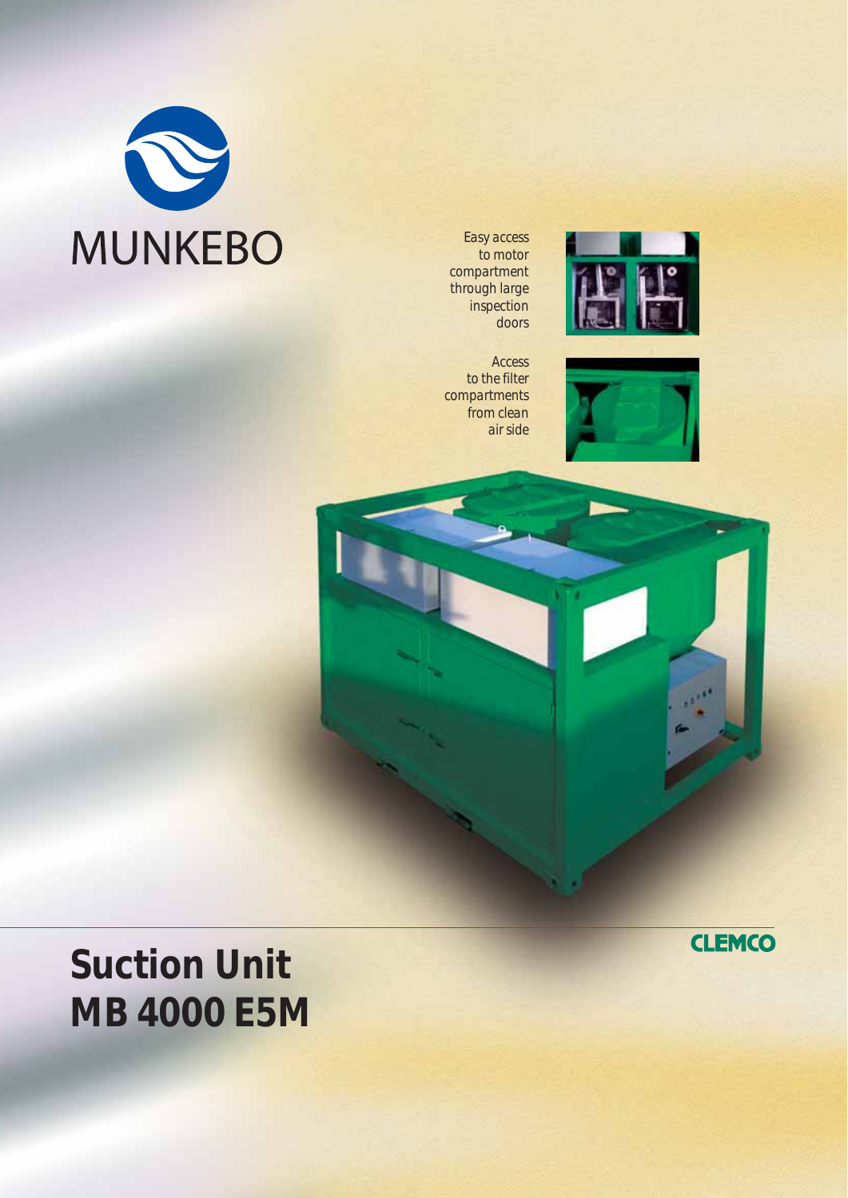MUNKEBO

Easy access to motor compartment through large inspection doors

Access to the filter compartments from clean air side

# Suction Unit MB 4000 E5M

CLEMCO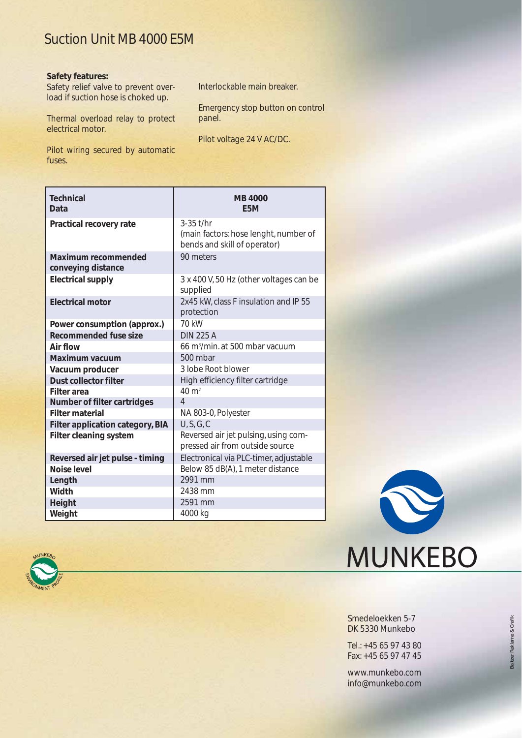# Suction Unit MB 4000 E5M

**Safety features:**

Safety relief valve to prevent overload if suction hose is choked up.

Thermal overload relay to protect electrical motor.

Pilot wiring secured by automatic fuses.

Interlockable main breaker.

Emergency stop button on control panel.

Pilot voltage 24 V AC/DC.

| **Technical Data** | **MB 4000 E5M** |
|---|---|
| **Practical recovery rate** | 3-35 t/hr (main factors: hose lenght, number of bends and skill of operator) |
| **Maximum recommended conveying distance** | 90 meters |
| **Electrical supply** | 3 x 400 V, 50 Hz (other voltages can be supplied |
| **Electrical motor** | 2x45 kW, class F insulation and IP 55 protection |
| **Power consumption (approx.)** | 70 kW |
| **Recommended fuse size** | DIN 225 A |
| **Air flow** | 66 $m^3$/min. at 500 mbar vacuum |
| **Maximum vacuum** | 500 mbar |
| **Vacuum producer** | 3 lobe Root blower |
| **Dust collector filter** | High efficiency filter cartridge |
| **Filter area** | 40 $m^2$ |
| **Number of filter cartridges** | 4 |
| **Filter material** | NA 803-0, Polyester |
| **Filter application category, BIA** | U, S, G, C |
| **Filter cleaning system** | Reversed air jet pulsing, using compressed air from outside source |
| **Reversed air jet pulse - timing** | Electronical via PLC-timer, adjustable |
| **Noise level** | Below 85 dB(A), 1 meter distance |
| **Length** | 2991 mm |
| **Width** | 2438 mm |
| **Height** | 2591 mm |
| **Weight** | 4000 kg |

MUNKEBO ENVIRONMENT PROFILE

MUNKEBO

Smedeloekken 5-7
DK 5330 Munkebo

Tel.: +45 65 97 43 80
Fax: +45 65 97 47 45

www.munkebo.com
info@munkebo.com

Baltzer Reklame & Grafik